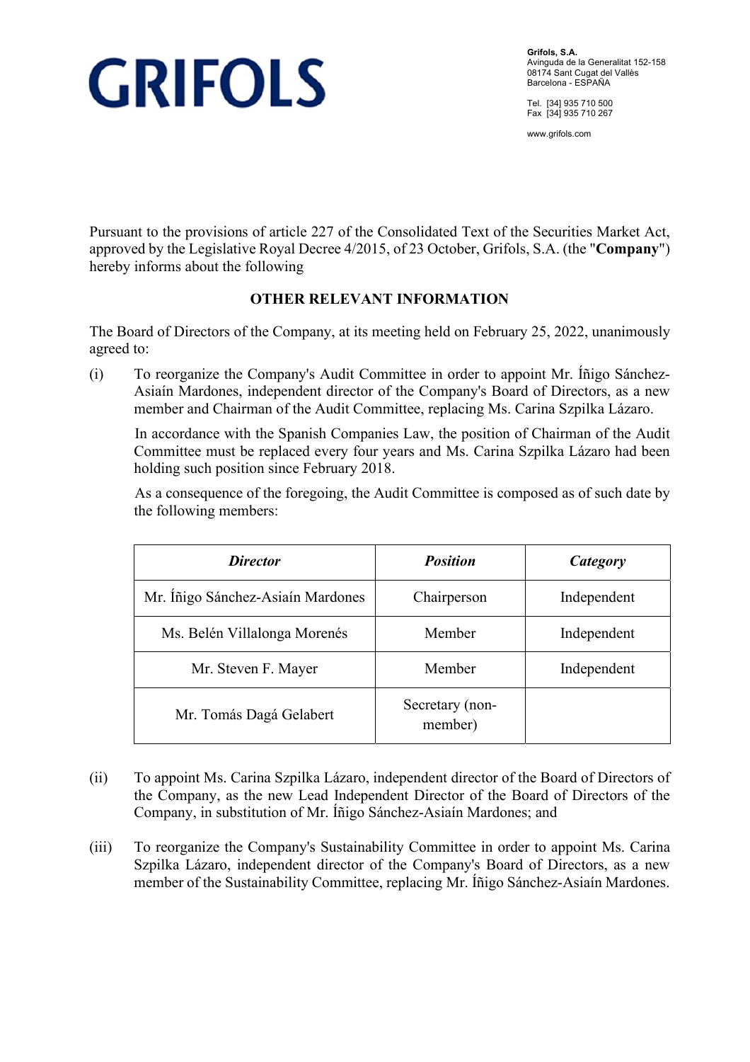**GRIFOLS**

**Grifols, S.A.**
Avinguda de la Generalitat 152-158
08174 Sant Cugat del Vallès
Barcelona - ESPAÑA

Tel. [34] 935 710 500
Fax [34] 935 710 267

www.grifols.com

Pursuant to the provisions of article 227 of the Consolidated Text of the Securities Market Act, approved by the Legislative Royal Decree 4/2015, of 23 October, Grifols, S.A. (the "**Company**") hereby informs about the following

## OTHER RELEVANT INFORMATION

The Board of Directors of the Company, at its meeting held on February 25, 2022, unanimously agreed to:

(i) To reorganize the Company's Audit Committee in order to appoint Mr. Íñigo Sánchez-Asiaín Mardones, independent director of the Company's Board of Directors, as a new member and Chairman of the Audit Committee, replacing Ms. Carina Szpilka Lázaro.

In accordance with the Spanish Companies Law, the position of Chairman of the Audit Committee must be replaced every four years and Ms. Carina Szpilka Lázaro had been holding such position since February 2018.

As a consequence of the foregoing, the Audit Committee is composed as of such date by the following members:

| ***Director*** | ***Position*** | ***Category*** |
|---|---|---|
| Mr. Íñigo Sánchez-Asiaín Mardones | Chairperson | Independent |
| Ms. Belén Villalonga Morenés | Member | Independent |
| Mr. Steven F. Mayer | Member | Independent |
| Mr. Tomás Dagá Gelabert | Secretary (non-member) | |

(ii) To appoint Ms. Carina Szpilka Lázaro, independent director of the Board of Directors of the Company, as the new Lead Independent Director of the Board of Directors of the Company, in substitution of Mr. Íñigo Sánchez-Asiaín Mardones; and

(iii) To reorganize the Company's Sustainability Committee in order to appoint Ms. Carina Szpilka Lázaro, independent director of the Company's Board of Directors, as a new member of the Sustainability Committee, replacing Mr. Íñigo Sánchez-Asiaín Mardones.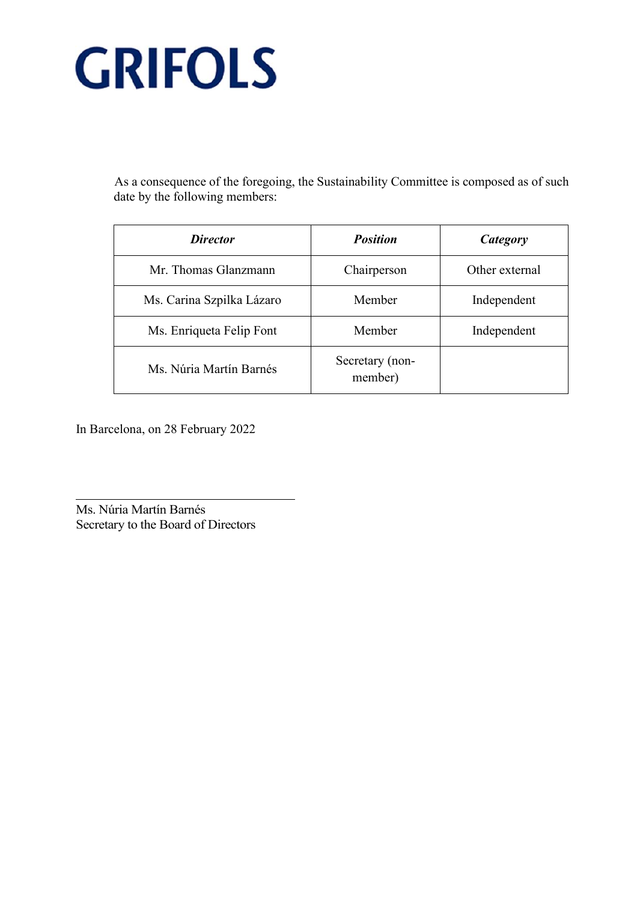GRIFOLS

As a consequence of the foregoing, the Sustainability Committee is composed as of such date by the following members:

| ***Director*** | ***Position*** | ***Category*** |
|---|---|---|
| Mr. Thomas Glanzmann | Chairperson | Other external |
| Ms. Carina Szpilka Lázaro | Member | Independent |
| Ms. Enriqueta Felip Font | Member | Independent |
| Ms. Núria Martín Barnés | Secretary (non-member) | |

In Barcelona, on 28 February 2022

\_\_\_\_\_\_\_\_\_\_\_\_\_\_\_\_\_\_\_\_\_\_\_\_\_\_\_\_\_\_\_\_

Ms. Núria Martín Barnés
Secretary to the Board of Directors